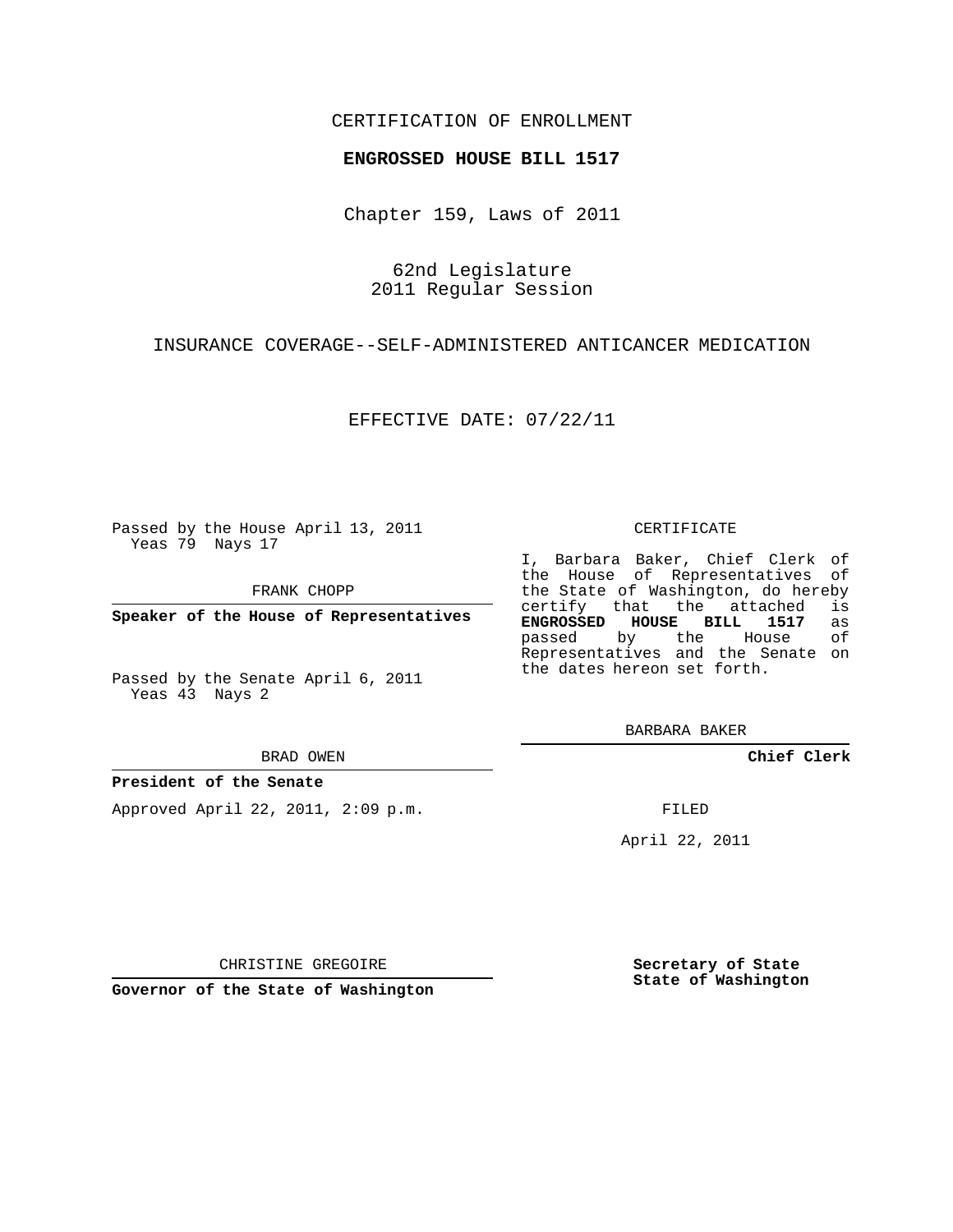CERTIFICATION OF ENROLLMENT

**ENGROSSED HOUSE BILL 1517**

Chapter 159, Laws of 2011

62nd Legislature
2011 Regular Session

INSURANCE COVERAGE--SELF-ADMINISTERED ANTICANCER MEDICATION

EFFECTIVE DATE: 07/22/11

Passed by the House April 13, 2011
Yeas 79 Nays 17

FRANK CHOPP

**Speaker of the House of Representatives**

Passed by the Senate April 6, 2011
Yeas 43 Nays 2

BRAD OWEN

**President of the Senate**

Approved April 22, 2011, 2:09 p.m.

CHRISTINE GREGOIRE

**Governor of the State of Washington**

CERTIFICATE

I, Barbara Baker, Chief Clerk of the House of Representatives of the State of Washington, do hereby certify that the attached is **ENGROSSED HOUSE BILL 1517** as passed by the House of Representatives and the Senate on the dates hereon set forth.

BARBARA BAKER

**Chief Clerk**

FILED

April 22, 2011

**Secretary of State**
**State of Washington**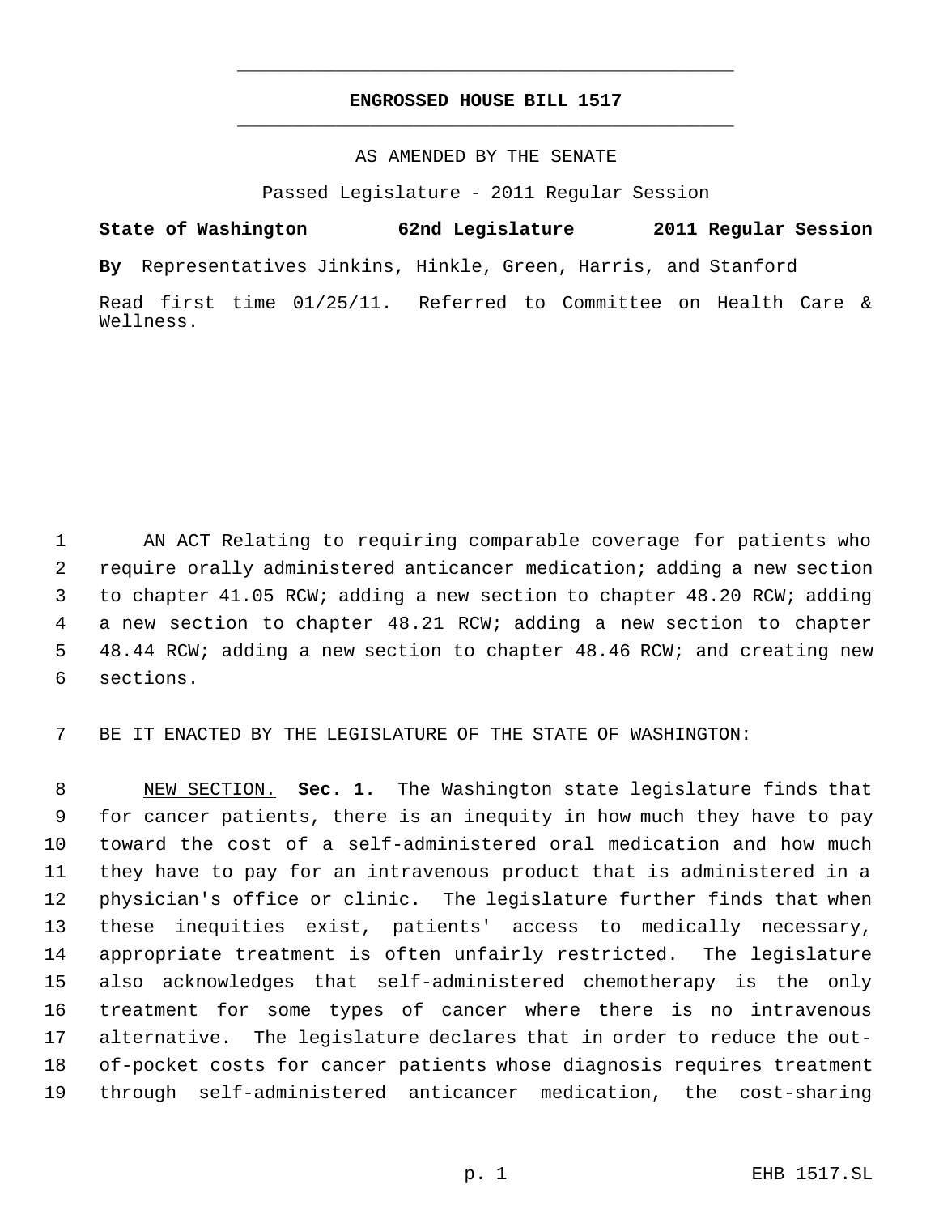# ENGROSSED HOUSE BILL 1517

AS AMENDED BY THE SENATE

Passed Legislature - 2011 Regular Session

**State of Washington 62nd Legislature 2011 Regular Session**

**By** Representatives Jinkins, Hinkle, Green, Harris, and Stanford

Read first time 01/25/11. Referred to Committee on Health Care & Wellness.

AN ACT Relating to requiring comparable coverage for patients who require orally administered anticancer medication; adding a new section to chapter 41.05 RCW; adding a new section to chapter 48.20 RCW; adding a new section to chapter 48.21 RCW; adding a new section to chapter 48.44 RCW; adding a new section to chapter 48.46 RCW; and creating new sections.

BE IT ENACTED BY THE LEGISLATURE OF THE STATE OF WASHINGTON:

NEW SECTION. **Sec. 1.** The Washington state legislature finds that for cancer patients, there is an inequity in how much they have to pay toward the cost of a self-administered oral medication and how much they have to pay for an intravenous product that is administered in a physician's office or clinic. The legislature further finds that when these inequities exist, patients' access to medically necessary, appropriate treatment is often unfairly restricted. The legislature also acknowledges that self-administered chemotherapy is the only treatment for some types of cancer where there is no intravenous alternative. The legislature declares that in order to reduce the out-of-pocket costs for cancer patients whose diagnosis requires treatment through self-administered anticancer medication, the cost-sharing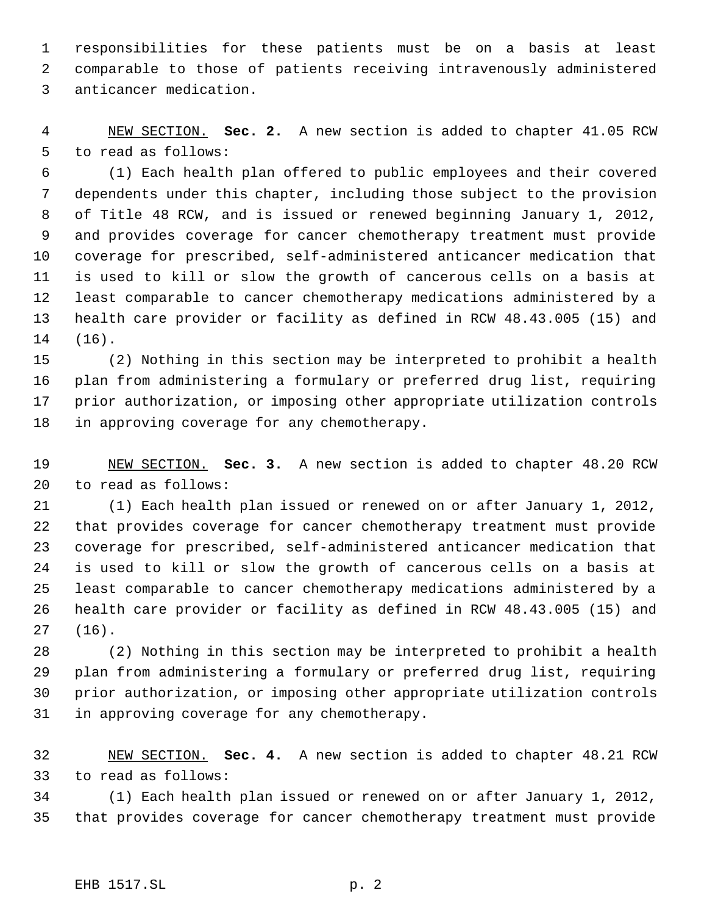responsibilities for these patients must be on a basis at least comparable to those of patients receiving intravenously administered anticancer medication.

NEW SECTION. **Sec. 2.** A new section is added to chapter 41.05 RCW to read as follows:

(1) Each health plan offered to public employees and their covered dependents under this chapter, including those subject to the provision of Title 48 RCW, and is issued or renewed beginning January 1, 2012, and provides coverage for cancer chemotherapy treatment must provide coverage for prescribed, self-administered anticancer medication that is used to kill or slow the growth of cancerous cells on a basis at least comparable to cancer chemotherapy medications administered by a health care provider or facility as defined in RCW 48.43.005 (15) and (16).

(2) Nothing in this section may be interpreted to prohibit a health plan from administering a formulary or preferred drug list, requiring prior authorization, or imposing other appropriate utilization controls in approving coverage for any chemotherapy.

NEW SECTION. **Sec. 3.** A new section is added to chapter 48.20 RCW to read as follows:

(1) Each health plan issued or renewed on or after January 1, 2012, that provides coverage for cancer chemotherapy treatment must provide coverage for prescribed, self-administered anticancer medication that is used to kill or slow the growth of cancerous cells on a basis at least comparable to cancer chemotherapy medications administered by a health care provider or facility as defined in RCW 48.43.005 (15) and (16).

(2) Nothing in this section may be interpreted to prohibit a health plan from administering a formulary or preferred drug list, requiring prior authorization, or imposing other appropriate utilization controls in approving coverage for any chemotherapy.

NEW SECTION. **Sec. 4.** A new section is added to chapter 48.21 RCW to read as follows:

(1) Each health plan issued or renewed on or after January 1, 2012, that provides coverage for cancer chemotherapy treatment must provide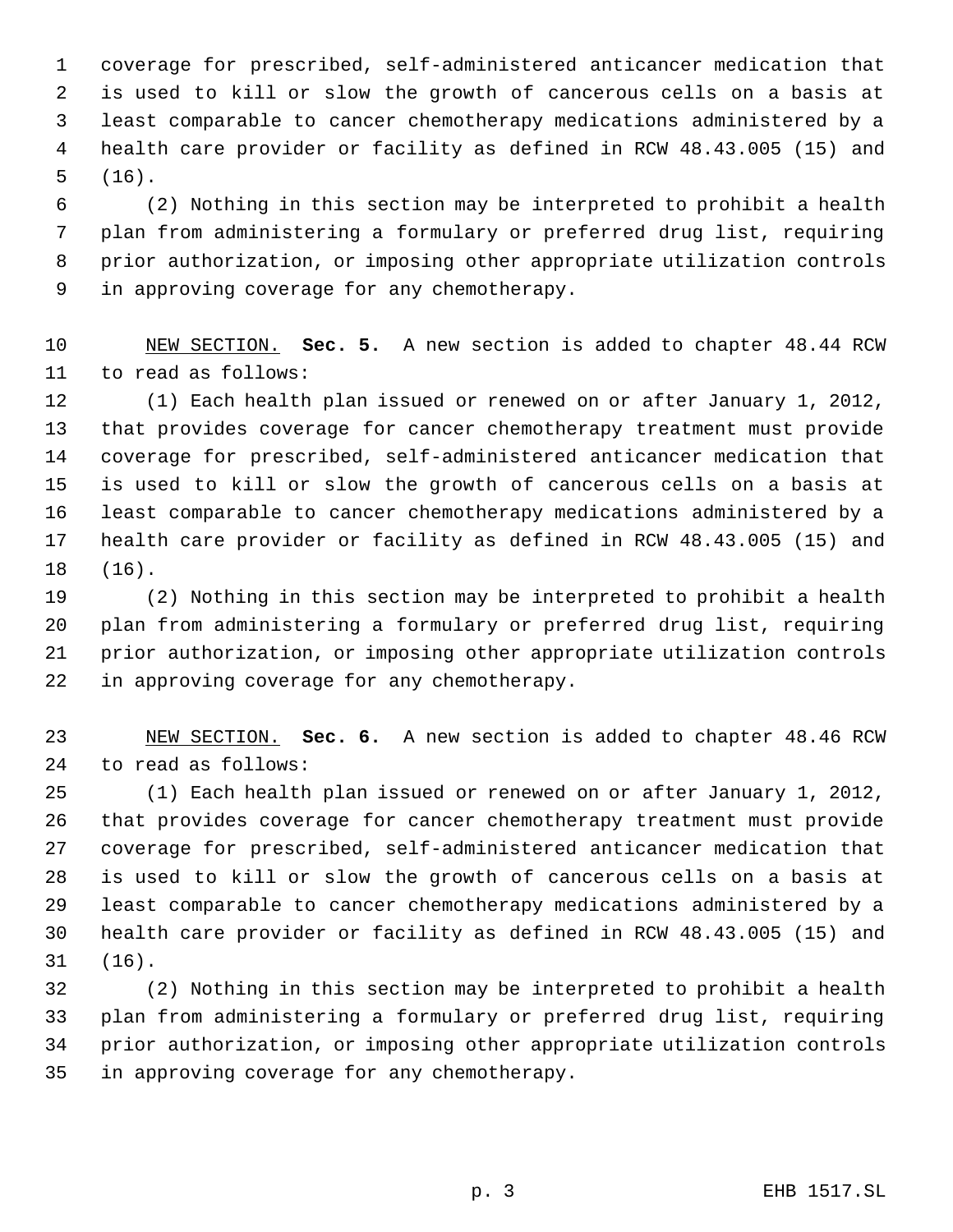coverage for prescribed, self-administered anticancer medication that is used to kill or slow the growth of cancerous cells on a basis at least comparable to cancer chemotherapy medications administered by a health care provider or facility as defined in RCW 48.43.005 (15) and (16).

(2) Nothing in this section may be interpreted to prohibit a health plan from administering a formulary or preferred drug list, requiring prior authorization, or imposing other appropriate utilization controls in approving coverage for any chemotherapy.

NEW SECTION. **Sec. 5.** A new section is added to chapter 48.44 RCW to read as follows:

(1) Each health plan issued or renewed on or after January 1, 2012, that provides coverage for cancer chemotherapy treatment must provide coverage for prescribed, self-administered anticancer medication that is used to kill or slow the growth of cancerous cells on a basis at least comparable to cancer chemotherapy medications administered by a health care provider or facility as defined in RCW 48.43.005 (15) and (16).

(2) Nothing in this section may be interpreted to prohibit a health plan from administering a formulary or preferred drug list, requiring prior authorization, or imposing other appropriate utilization controls in approving coverage for any chemotherapy.

NEW SECTION. **Sec. 6.** A new section is added to chapter 48.46 RCW to read as follows:

(1) Each health plan issued or renewed on or after January 1, 2012, that provides coverage for cancer chemotherapy treatment must provide coverage for prescribed, self-administered anticancer medication that is used to kill or slow the growth of cancerous cells on a basis at least comparable to cancer chemotherapy medications administered by a health care provider or facility as defined in RCW 48.43.005 (15) and (16).

(2) Nothing in this section may be interpreted to prohibit a health plan from administering a formulary or preferred drug list, requiring prior authorization, or imposing other appropriate utilization controls in approving coverage for any chemotherapy.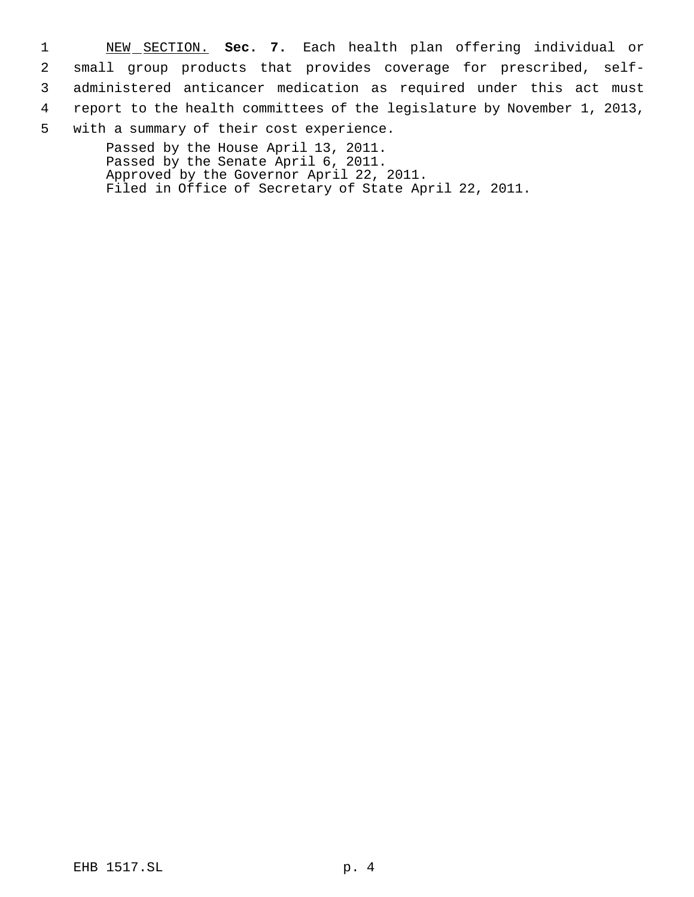NEW SECTION. **Sec. 7.** Each health plan offering individual or small group products that provides coverage for prescribed, self-administered anticancer medication as required under this act must report to the health committees of the legislature by November 1, 2013, with a summary of their cost experience.

Passed by the House April 13, 2011.
Passed by the Senate April 6, 2011.
Approved by the Governor April 22, 2011.
Filed in Office of Secretary of State April 22, 2011.